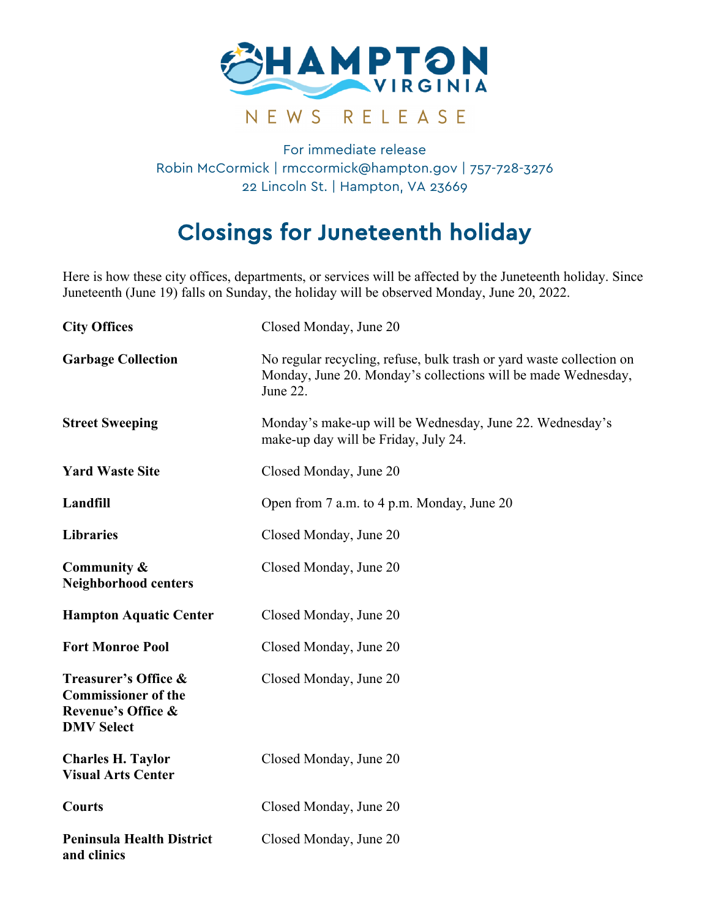HAMPTON VIRGINIA

NEWS RELEASE

For immediate release
Robin McCormick | rmccormick@hampton.gov | 757-728-3276
22 Lincoln St. | Hampton, VA 23669

# Closings for Juneteenth holiday

Here is how these city offices, departments, or services will be affected by the Juneteenth holiday. Since Juneteenth (June 19) falls on Sunday, the holiday will be observed Monday, June 20, 2022.

| | |
|---|---|
| **City Offices** | Closed Monday, June 20 |
| **Garbage Collection** | No regular recycling, refuse, bulk trash or yard waste collection on Monday, June 20. Monday's collections will be made Wednesday, June 22. |
| **Street Sweeping** | Monday's make-up will be Wednesday, June 22. Wednesday's make-up day will be Friday, July 24. |
| **Yard Waste Site** | Closed Monday, June 20 |
| **Landfill** | Open from 7 a.m. to 4 p.m. Monday, June 20 |
| **Libraries** | Closed Monday, June 20 |
| **Community & Neighborhood centers** | Closed Monday, June 20 |
| **Hampton Aquatic Center** | Closed Monday, June 20 |
| **Fort Monroe Pool** | Closed Monday, June 20 |
| **Treasurer's Office & Commissioner of the Revenue's Office & DMV Select** | Closed Monday, June 20 |
| **Charles H. Taylor Visual Arts Center** | Closed Monday, June 20 |
| **Courts** | Closed Monday, June 20 |
| **Peninsula Health District and clinics** | Closed Monday, June 20 |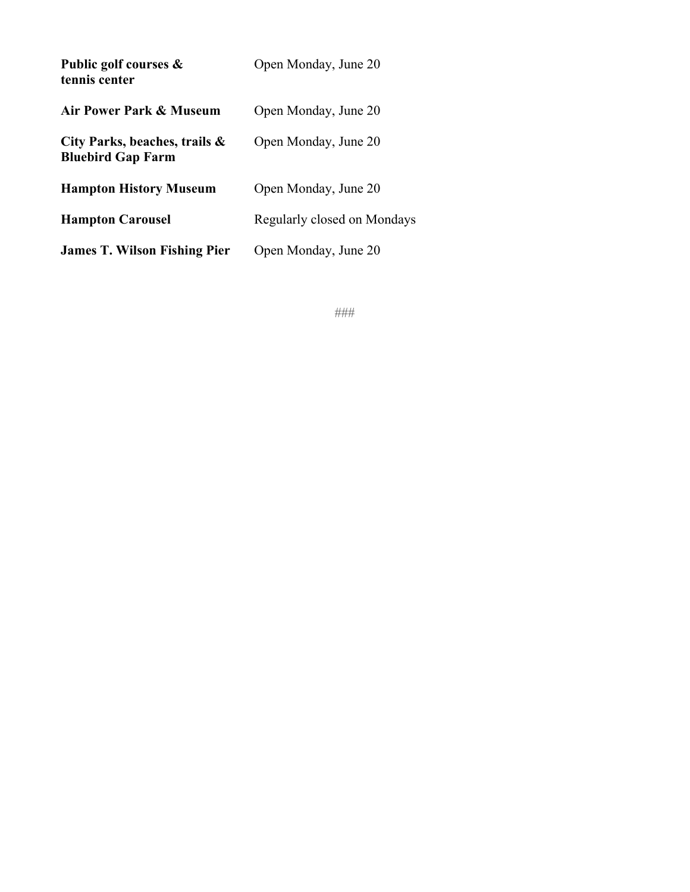| | |
|---|---|
| **Public golf courses & tennis center** | Open Monday, June 20 |
| **Air Power Park & Museum** | Open Monday, June 20 |
| **City Parks, beaches, trails & Bluebird Gap Farm** | Open Monday, June 20 |
| **Hampton History Museum** | Open Monday, June 20 |
| **Hampton Carousel** | Regularly closed on Mondays |
| **James T. Wilson Fishing Pier** | Open Monday, June 20 |

###